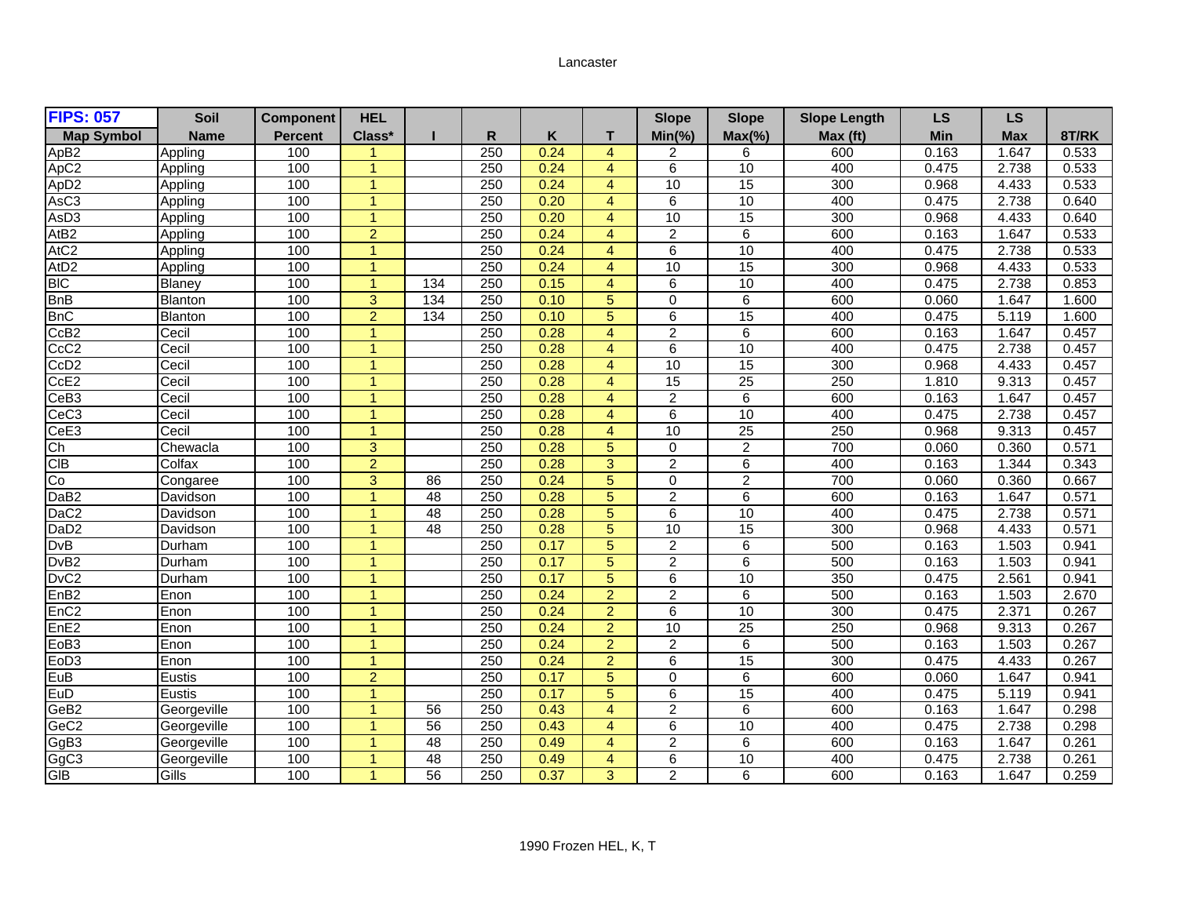Lancaster

| FIPS: 057 | Soil | Component | HEL | | | | | Slope | Slope | Slope Length | LS | LS | |
|---|---|---|---|---|---|---|---|---|---|---|---|---|---|
| Map Symbol | Name | Percent | Class* | I | R | K | T | Min(%) | Max(%) | Max (ft) | Min | Max | 8T/RK |
| ApB2 | Appling | 100 | 1 | | 250 | 0.24 | 4 | 2 | 6 | 600 | 0.163 | 1.647 | 0.533 |
| ApC2 | Appling | 100 | 1 | | 250 | 0.24 | 4 | 6 | 10 | 400 | 0.475 | 2.738 | 0.533 |
| ApD2 | Appling | 100 | 1 | | 250 | 0.24 | 4 | 10 | 15 | 300 | 0.968 | 4.433 | 0.533 |
| AsC3 | Appling | 100 | 1 | | 250 | 0.20 | 4 | 6 | 10 | 400 | 0.475 | 2.738 | 0.640 |
| AsD3 | Appling | 100 | 1 | | 250 | 0.20 | 4 | 10 | 15 | 300 | 0.968 | 4.433 | 0.640 |
| AtB2 | Appling | 100 | 2 | | 250 | 0.24 | 4 | 2 | 6 | 600 | 0.163 | 1.647 | 0.533 |
| AtC2 | Appling | 100 | 1 | | 250 | 0.24 | 4 | 6 | 10 | 400 | 0.475 | 2.738 | 0.533 |
| AtD2 | Appling | 100 | 1 | | 250 | 0.24 | 4 | 10 | 15 | 300 | 0.968 | 4.433 | 0.533 |
| BlC | Blaney | 100 | 1 | 134 | 250 | 0.15 | 4 | 6 | 10 | 400 | 0.475 | 2.738 | 0.853 |
| BnB | Blanton | 100 | 3 | 134 | 250 | 0.10 | 5 | 0 | 6 | 600 | 0.060 | 1.647 | 1.600 |
| BnC | Blanton | 100 | 2 | 134 | 250 | 0.10 | 5 | 6 | 15 | 400 | 0.475 | 5.119 | 1.600 |
| CcB2 | Cecil | 100 | 1 | | 250 | 0.28 | 4 | 2 | 6 | 600 | 0.163 | 1.647 | 0.457 |
| CcC2 | Cecil | 100 | 1 | | 250 | 0.28 | 4 | 6 | 10 | 400 | 0.475 | 2.738 | 0.457 |
| CcD2 | Cecil | 100 | 1 | | 250 | 0.28 | 4 | 10 | 15 | 300 | 0.968 | 4.433 | 0.457 |
| CcE2 | Cecil | 100 | 1 | | 250 | 0.28 | 4 | 15 | 25 | 250 | 1.810 | 9.313 | 0.457 |
| CeB3 | Cecil | 100 | 1 | | 250 | 0.28 | 4 | 2 | 6 | 600 | 0.163 | 1.647 | 0.457 |
| CeC3 | Cecil | 100 | 1 | | 250 | 0.28 | 4 | 6 | 10 | 400 | 0.475 | 2.738 | 0.457 |
| CeE3 | Cecil | 100 | 1 | | 250 | 0.28 | 4 | 10 | 25 | 250 | 0.968 | 9.313 | 0.457 |
| Ch | Chewacla | 100 | 3 | | 250 | 0.28 | 5 | 0 | 2 | 700 | 0.060 | 0.360 | 0.571 |
| ClB | Colfax | 100 | 2 | | 250 | 0.28 | 3 | 2 | 6 | 400 | 0.163 | 1.344 | 0.343 |
| Co | Congaree | 100 | 3 | 86 | 250 | 0.24 | 5 | 0 | 2 | 700 | 0.060 | 0.360 | 0.667 |
| DaB2 | Davidson | 100 | 1 | 48 | 250 | 0.28 | 5 | 2 | 6 | 600 | 0.163 | 1.647 | 0.571 |
| DaC2 | Davidson | 100 | 1 | 48 | 250 | 0.28 | 5 | 6 | 10 | 400 | 0.475 | 2.738 | 0.571 |
| DaD2 | Davidson | 100 | 1 | 48 | 250 | 0.28 | 5 | 10 | 15 | 300 | 0.968 | 4.433 | 0.571 |
| DvB | Durham | 100 | 1 | | 250 | 0.17 | 5 | 2 | 6 | 500 | 0.163 | 1.503 | 0.941 |
| DvB2 | Durham | 100 | 1 | | 250 | 0.17 | 5 | 2 | 6 | 500 | 0.163 | 1.503 | 0.941 |
| DvC2 | Durham | 100 | 1 | | 250 | 0.17 | 5 | 6 | 10 | 350 | 0.475 | 2.561 | 0.941 |
| EnB2 | Enon | 100 | 1 | | 250 | 0.24 | 2 | 2 | 6 | 500 | 0.163 | 1.503 | 2.670 |
| EnC2 | Enon | 100 | 1 | | 250 | 0.24 | 2 | 6 | 10 | 300 | 0.475 | 2.371 | 0.267 |
| EnE2 | Enon | 100 | 1 | | 250 | 0.24 | 2 | 10 | 25 | 250 | 0.968 | 9.313 | 0.267 |
| EoB3 | Enon | 100 | 1 | | 250 | 0.24 | 2 | 2 | 6 | 500 | 0.163 | 1.503 | 0.267 |
| EoD3 | Enon | 100 | 1 | | 250 | 0.24 | 2 | 6 | 15 | 300 | 0.475 | 4.433 | 0.267 |
| EuB | Eustis | 100 | 2 | | 250 | 0.17 | 5 | 0 | 6 | 600 | 0.060 | 1.647 | 0.941 |
| EuD | Eustis | 100 | 1 | | 250 | 0.17 | 5 | 6 | 15 | 400 | 0.475 | 5.119 | 0.941 |
| GeB2 | Georgeville | 100 | 1 | 56 | 250 | 0.43 | 4 | 2 | 6 | 600 | 0.163 | 1.647 | 0.298 |
| GeC2 | Georgeville | 100 | 1 | 56 | 250 | 0.43 | 4 | 6 | 10 | 400 | 0.475 | 2.738 | 0.298 |
| GgB3 | Georgeville | 100 | 1 | 48 | 250 | 0.49 | 4 | 2 | 6 | 600 | 0.163 | 1.647 | 0.261 |
| GgC3 | Georgeville | 100 | 1 | 48 | 250 | 0.49 | 4 | 6 | 10 | 400 | 0.475 | 2.738 | 0.261 |
| GlB | Gills | 100 | 1 | 56 | 250 | 0.37 | 3 | 2 | 6 | 600 | 0.163 | 1.647 | 0.259 |

1990 Frozen HEL, K, T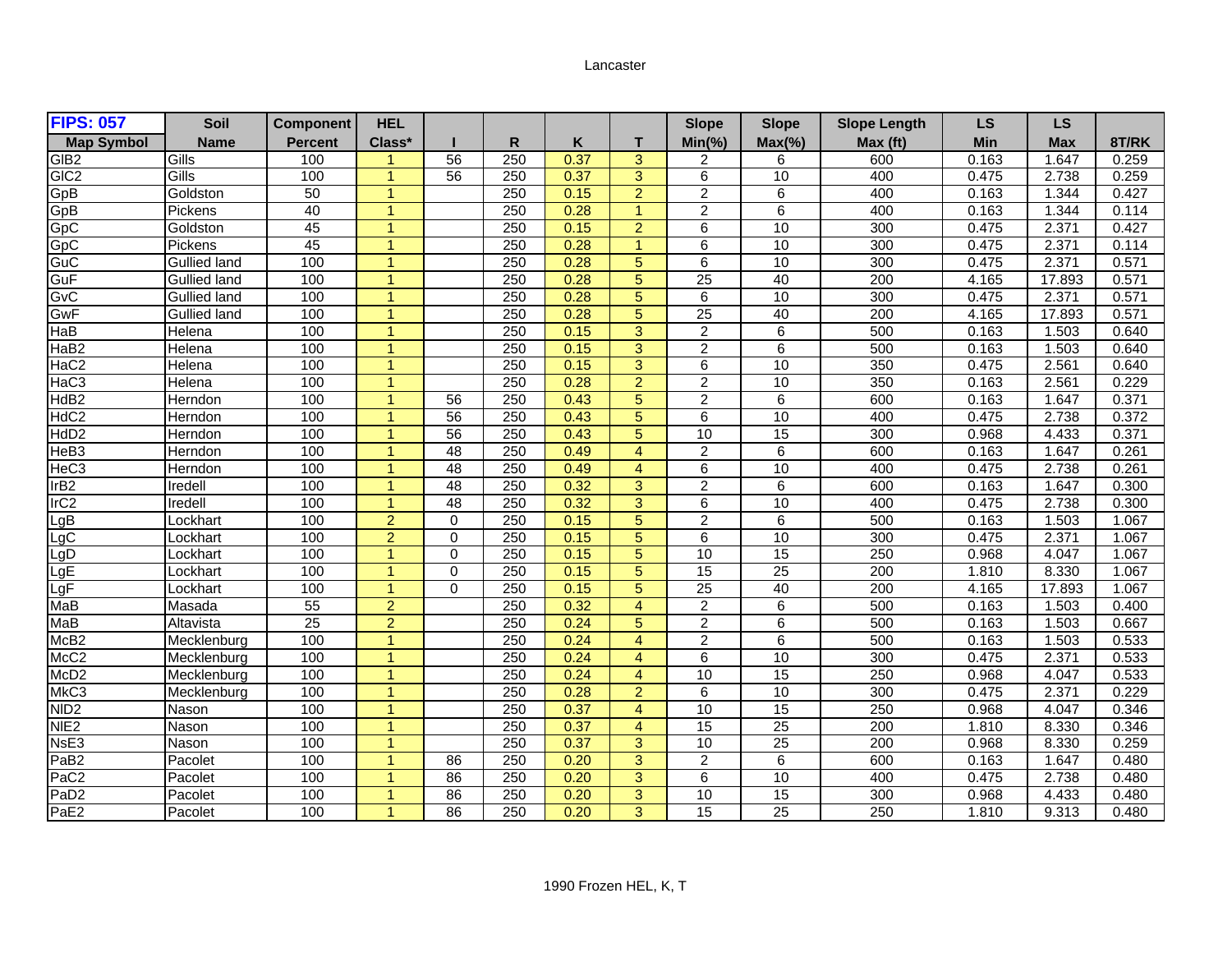Lancaster

| FIPS: 057 | Soil | Component | HEL | | | | | Slope | Slope | Slope Length | LS | LS | |
|---|---|---|---|---|---|---|---|---|---|---|---|---|---|
| Map Symbol | Name | Percent | Class* | I | R | K | T | Min(%) | Max(%) | Max (ft) | Min | Max | 8T/RK |
| GlB2 | Gills | 100 | 1 | 56 | 250 | 0.37 | 3 | 2 | 6 | 600 | 0.163 | 1.647 | 0.259 |
| GlC2 | Gills | 100 | 1 | 56 | 250 | 0.37 | 3 | 6 | 10 | 400 | 0.475 | 2.738 | 0.259 |
| GpB | Goldston | 50 | 1 | | 250 | 0.15 | 2 | 2 | 6 | 400 | 0.163 | 1.344 | 0.427 |
| GpB | Pickens | 40 | 1 | | 250 | 0.28 | 1 | 2 | 6 | 400 | 0.163 | 1.344 | 0.114 |
| GpC | Goldston | 45 | 1 | | 250 | 0.15 | 2 | 6 | 10 | 300 | 0.475 | 2.371 | 0.427 |
| GpC | Pickens | 45 | 1 | | 250 | 0.28 | 1 | 6 | 10 | 300 | 0.475 | 2.371 | 0.114 |
| GuC | Gullied land | 100 | 1 | | 250 | 0.28 | 5 | 6 | 10 | 300 | 0.475 | 2.371 | 0.571 |
| GuF | Gullied land | 100 | 1 | | 250 | 0.28 | 5 | 25 | 40 | 200 | 4.165 | 17.893 | 0.571 |
| GvC | Gullied land | 100 | 1 | | 250 | 0.28 | 5 | 6 | 10 | 300 | 0.475 | 2.371 | 0.571 |
| GwF | Gullied land | 100 | 1 | | 250 | 0.28 | 5 | 25 | 40 | 200 | 4.165 | 17.893 | 0.571 |
| HaB | Helena | 100 | 1 | | 250 | 0.15 | 3 | 2 | 6 | 500 | 0.163 | 1.503 | 0.640 |
| HaB2 | Helena | 100 | 1 | | 250 | 0.15 | 3 | 2 | 6 | 500 | 0.163 | 1.503 | 0.640 |
| HaC2 | Helena | 100 | 1 | | 250 | 0.15 | 3 | 6 | 10 | 350 | 0.475 | 2.561 | 0.640 |
| HaC3 | Helena | 100 | 1 | | 250 | 0.28 | 2 | 2 | 10 | 350 | 0.163 | 2.561 | 0.229 |
| HdB2 | Herndon | 100 | 1 | 56 | 250 | 0.43 | 5 | 2 | 6 | 600 | 0.163 | 1.647 | 0.371 |
| HdC2 | Herndon | 100 | 1 | 56 | 250 | 0.43 | 5 | 6 | 10 | 400 | 0.475 | 2.738 | 0.372 |
| HdD2 | Herndon | 100 | 1 | 56 | 250 | 0.43 | 5 | 10 | 15 | 300 | 0.968 | 4.433 | 0.371 |
| HeB3 | Herndon | 100 | 1 | 48 | 250 | 0.49 | 4 | 2 | 6 | 600 | 0.163 | 1.647 | 0.261 |
| HeC3 | Herndon | 100 | 1 | 48 | 250 | 0.49 | 4 | 6 | 10 | 400 | 0.475 | 2.738 | 0.261 |
| IrB2 | Iredell | 100 | 1 | 48 | 250 | 0.32 | 3 | 2 | 6 | 600 | 0.163 | 1.647 | 0.300 |
| IrC2 | Iredell | 100 | 1 | 48 | 250 | 0.32 | 3 | 6 | 10 | 400 | 0.475 | 2.738 | 0.300 |
| LgB | Lockhart | 100 | 2 | 0 | 250 | 0.15 | 5 | 2 | 6 | 500 | 0.163 | 1.503 | 1.067 |
| LgC | Lockhart | 100 | 2 | 0 | 250 | 0.15 | 5 | 6 | 10 | 300 | 0.475 | 2.371 | 1.067 |
| LgD | Lockhart | 100 | 1 | 0 | 250 | 0.15 | 5 | 10 | 15 | 250 | 0.968 | 4.047 | 1.067 |
| LgE | Lockhart | 100 | 1 | 0 | 250 | 0.15 | 5 | 15 | 25 | 200 | 1.810 | 8.330 | 1.067 |
| LgF | Lockhart | 100 | 1 | 0 | 250 | 0.15 | 5 | 25 | 40 | 200 | 4.165 | 17.893 | 1.067 |
| MaB | Masada | 55 | 2 | | 250 | 0.32 | 4 | 2 | 6 | 500 | 0.163 | 1.503 | 0.400 |
| MaB | Altavista | 25 | 2 | | 250 | 0.24 | 5 | 2 | 6 | 500 | 0.163 | 1.503 | 0.667 |
| McB2 | Mecklenburg | 100 | 1 | | 250 | 0.24 | 4 | 2 | 6 | 500 | 0.163 | 1.503 | 0.533 |
| McC2 | Mecklenburg | 100 | 1 | | 250 | 0.24 | 4 | 6 | 10 | 300 | 0.475 | 2.371 | 0.533 |
| McD2 | Mecklenburg | 100 | 1 | | 250 | 0.24 | 4 | 10 | 15 | 250 | 0.968 | 4.047 | 0.533 |
| MkC3 | Mecklenburg | 100 | 1 | | 250 | 0.28 | 2 | 6 | 10 | 300 | 0.475 | 2.371 | 0.229 |
| NlD2 | Nason | 100 | 1 | | 250 | 0.37 | 4 | 10 | 15 | 250 | 0.968 | 4.047 | 0.346 |
| NlE2 | Nason | 100 | 1 | | 250 | 0.37 | 4 | 15 | 25 | 200 | 1.810 | 8.330 | 0.346 |
| NsE3 | Nason | 100 | 1 | | 250 | 0.37 | 3 | 10 | 25 | 200 | 0.968 | 8.330 | 0.259 |
| PaB2 | Pacolet | 100 | 1 | 86 | 250 | 0.20 | 3 | 2 | 6 | 600 | 0.163 | 1.647 | 0.480 |
| PaC2 | Pacolet | 100 | 1 | 86 | 250 | 0.20 | 3 | 6 | 10 | 400 | 0.475 | 2.738 | 0.480 |
| PaD2 | Pacolet | 100 | 1 | 86 | 250 | 0.20 | 3 | 10 | 15 | 300 | 0.968 | 4.433 | 0.480 |
| PaE2 | Pacolet | 100 | 1 | 86 | 250 | 0.20 | 3 | 15 | 25 | 250 | 1.810 | 9.313 | 0.480 |

1990 Frozen HEL, K, T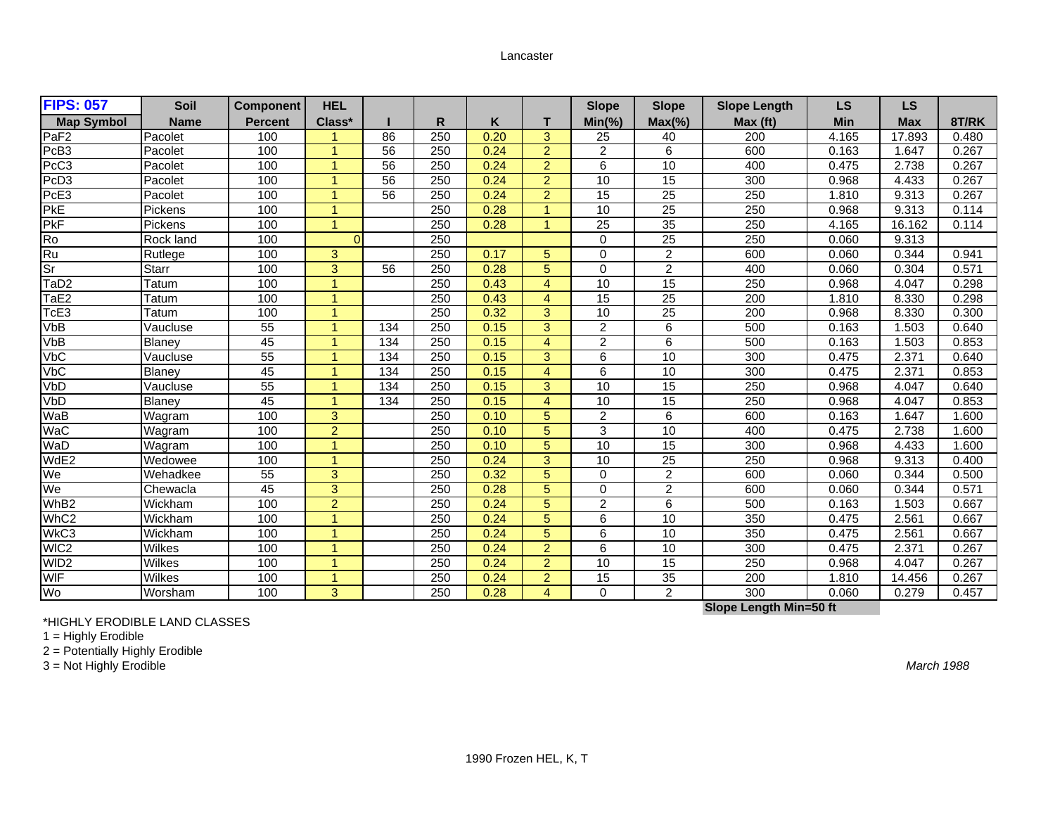Lancaster

| FIPS: 057 | Soil | Component | HEL | | | | | Slope | Slope | Slope Length | LS | LS | |
|---|---|---|---|---|---|---|---|---|---|---|---|---|---|
| Map Symbol | Name | Percent | Class* | I | R | K | T | Min(%) | Max(%) | Max (ft) | Min | Max | 8T/RK |
| PaF2 | Pacolet | 100 | 1 | 86 | 250 | 0.20 | 3 | 25 | 40 | 200 | 4.165 | 17.893 | 0.480 |
| PcB3 | Pacolet | 100 | 1 | 56 | 250 | 0.24 | 2 | 2 | 6 | 600 | 0.163 | 1.647 | 0.267 |
| PcC3 | Pacolet | 100 | 1 | 56 | 250 | 0.24 | 2 | 6 | 10 | 400 | 0.475 | 2.738 | 0.267 |
| PcD3 | Pacolet | 100 | 1 | 56 | 250 | 0.24 | 2 | 10 | 15 | 300 | 0.968 | 4.433 | 0.267 |
| PcE3 | Pacolet | 100 | 1 | 56 | 250 | 0.24 | 2 | 15 | 25 | 250 | 1.810 | 9.313 | 0.267 |
| PkE | Pickens | 100 | 1 | | 250 | 0.28 | 1 | 10 | 25 | 250 | 0.968 | 9.313 | 0.114 |
| PkF | Pickens | 100 | 1 | | 250 | 0.28 | 1 | 25 | 35 | 250 | 4.165 | 16.162 | 0.114 |
| Ro | Rock land | 100 | 0 | | 250 | | | 0 | 25 | 250 | 0.060 | 9.313 | |
| Ru | Rutlege | 100 | 3 | | 250 | 0.17 | 5 | 0 | 2 | 600 | 0.060 | 0.344 | 0.941 |
| Sr | Starr | 100 | 3 | 56 | 250 | 0.28 | 5 | 0 | 2 | 400 | 0.060 | 0.304 | 0.571 |
| TaD2 | Tatum | 100 | 1 | | 250 | 0.43 | 4 | 10 | 15 | 250 | 0.968 | 4.047 | 0.298 |
| TaE2 | Tatum | 100 | 1 | | 250 | 0.43 | 4 | 15 | 25 | 200 | 1.810 | 8.330 | 0.298 |
| TcE3 | Tatum | 100 | 1 | | 250 | 0.32 | 3 | 10 | 25 | 200 | 0.968 | 8.330 | 0.300 |
| VbB | Vaucluse | 55 | 1 | 134 | 250 | 0.15 | 3 | 2 | 6 | 500 | 0.163 | 1.503 | 0.640 |
| VbB | Blaney | 45 | 1 | 134 | 250 | 0.15 | 4 | 2 | 6 | 500 | 0.163 | 1.503 | 0.853 |
| VbC | Vaucluse | 55 | 1 | 134 | 250 | 0.15 | 3 | 6 | 10 | 300 | 0.475 | 2.371 | 0.640 |
| VbC | Blaney | 45 | 1 | 134 | 250 | 0.15 | 4 | 6 | 10 | 300 | 0.475 | 2.371 | 0.853 |
| VbD | Vaucluse | 55 | 1 | 134 | 250 | 0.15 | 3 | 10 | 15 | 250 | 0.968 | 4.047 | 0.640 |
| VbD | Blaney | 45 | 1 | 134 | 250 | 0.15 | 4 | 10 | 15 | 250 | 0.968 | 4.047 | 0.853 |
| WaB | Wagram | 100 | 3 | | 250 | 0.10 | 5 | 2 | 6 | 600 | 0.163 | 1.647 | 1.600 |
| WaC | Wagram | 100 | 2 | | 250 | 0.10 | 5 | 3 | 10 | 400 | 0.475 | 2.738 | 1.600 |
| WaD | Wagram | 100 | 1 | | 250 | 0.10 | 5 | 10 | 15 | 300 | 0.968 | 4.433 | 1.600 |
| WdE2 | Wedowee | 100 | 1 | | 250 | 0.24 | 3 | 10 | 25 | 250 | 0.968 | 9.313 | 0.400 |
| We | Wehadkee | 55 | 3 | | 250 | 0.32 | 5 | 0 | 2 | 600 | 0.060 | 0.344 | 0.500 |
| We | Chewacla | 45 | 3 | | 250 | 0.28 | 5 | 0 | 2 | 600 | 0.060 | 0.344 | 0.571 |
| WhB2 | Wickham | 100 | 2 | | 250 | 0.24 | 5 | 2 | 6 | 500 | 0.163 | 1.503 | 0.667 |
| WhC2 | Wickham | 100 | 1 | | 250 | 0.24 | 5 | 6 | 10 | 350 | 0.475 | 2.561 | 0.667 |
| WkC3 | Wickham | 100 | 1 | | 250 | 0.24 | 5 | 6 | 10 | 350 | 0.475 | 2.561 | 0.667 |
| WlC2 | Wilkes | 100 | 1 | | 250 | 0.24 | 2 | 6 | 10 | 300 | 0.475 | 2.371 | 0.267 |
| WlD2 | Wilkes | 100 | 1 | | 250 | 0.24 | 2 | 10 | 15 | 250 | 0.968 | 4.047 | 0.267 |
| WlF | Wilkes | 100 | 1 | | 250 | 0.24 | 2 | 15 | 35 | 200 | 1.810 | 14.456 | 0.267 |
| Wo | Worsham | 100 | 3 | | 250 | 0.28 | 4 | 0 | 2 | 300 | 0.060 | 0.279 | 0.457 |
| | | | | | | | | | | **Slope Length Min=50 ft** | | | |

*HIGHLY ERODIBLE LAND CLASSES

1 = Highly Erodible

2 = Potentially Highly Erodible

3 = Not Highly Erodible

*March 1988*

1990 Frozen HEL, K, T